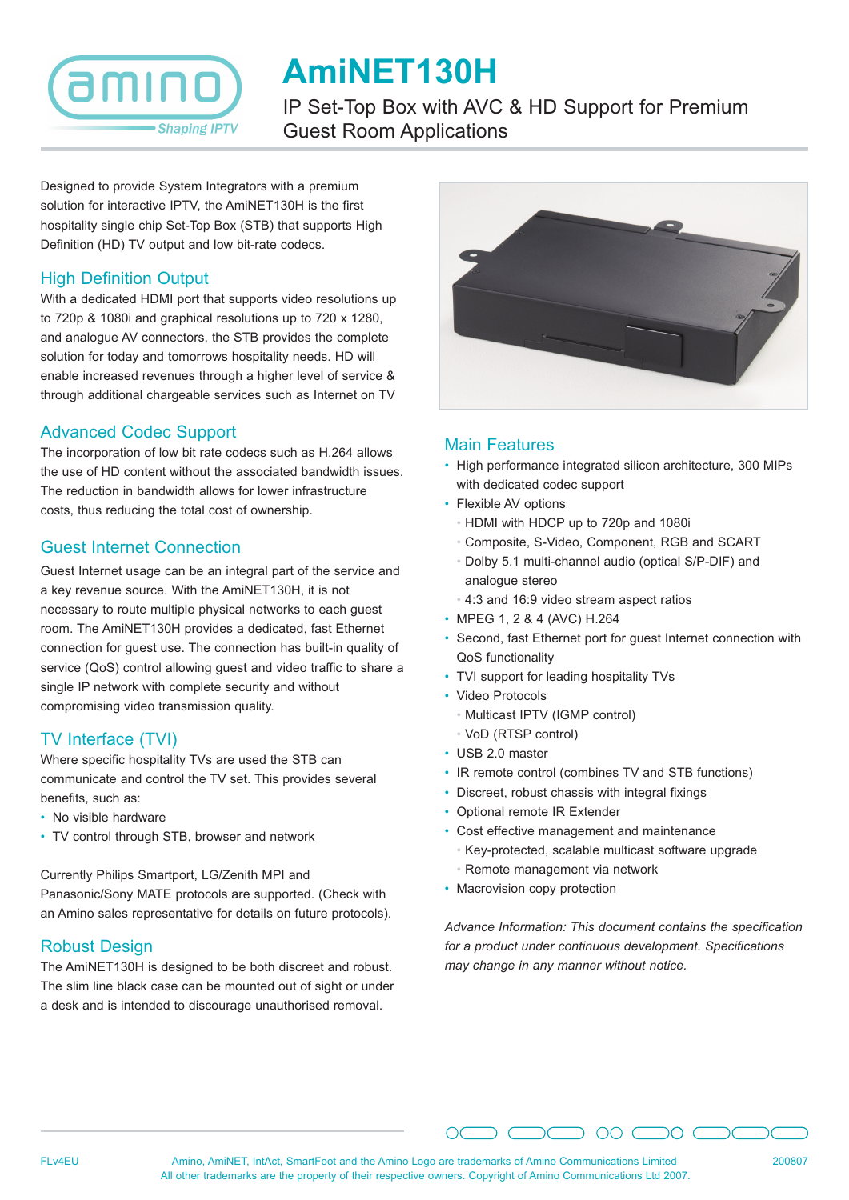# AmiNET130H

IP Set-Top Box with AVC & HD Support for Premium Guest Room Applications

Designed to provide System Integrators with a premium solution for interactive IPTV, the AmiNET130H is the first hospitality single chip Set-Top Box (STB) that supports High Definition (HD) TV output and low bit-rate codecs.

## High Definition Output

With a dedicated HDMI port that supports video resolutions up to 720p & 1080i and graphical resolutions up to 720 x 1280, and analogue AV connectors, the STB provides the complete solution for today and tomorrows hospitality needs. HD will enable increased revenues through a higher level of service & through additional chargeable services such as Internet on TV

## Advanced Codec Support

The incorporation of low bit rate codecs such as H.264 allows the use of HD content without the associated bandwidth issues. The reduction in bandwidth allows for lower infrastructure costs, thus reducing the total cost of ownership.

## Guest Internet Connection

Guest Internet usage can be an integral part of the service and a key revenue source. With the AmiNET130H, it is not necessary to route multiple physical networks to each guest room. The AmiNET130H provides a dedicated, fast Ethernet connection for guest use. The connection has built-in quality of service (QoS) control allowing guest and video traffic to share a single IP network with complete security and without compromising video transmission quality.

## TV Interface (TVI)

Where specific hospitality TVs are used the STB can communicate and control the TV set. This provides several benefits, such as:

- No visible hardware
- TV control through STB, browser and network

Currently Philips Smartport, LG/Zenith MPI and Panasonic/Sony MATE protocols are supported. (Check with an Amino sales representative for details on future protocols).

## Robust Design

The AmiNET130H is designed to be both discreet and robust. The slim line black case can be mounted out of sight or under a desk and is intended to discourage unauthorised removal.

## Main Features

- High performance integrated silicon architecture, 300 MIPs with dedicated codec support
- Flexible AV options
  - HDMI with HDCP up to 720p and 1080i
  - Composite, S-Video, Component, RGB and SCART
  - Dolby 5.1 multi-channel audio (optical S/P-DIF) and analogue stereo
  - 4:3 and 16:9 video stream aspect ratios
- MPEG 1, 2 & 4 (AVC) H.264
- Second, fast Ethernet port for guest Internet connection with QoS functionality
- TVI support for leading hospitality TVs
- Video Protocols
  - Multicast IPTV (IGMP control)
  - VoD (RTSP control)
- USB 2.0 master
- IR remote control (combines TV and STB functions)
- Discreet, robust chassis with integral fixings
- Optional remote IR Extender
- Cost effective management and maintenance
  - Key-protected, scalable multicast software upgrade
  - Remote management via network
- Macrovision copy protection

*Advance Information: This document contains the specification for a product under continuous development. Specifications may change in any manner without notice.*

FLv4EU Amino, AmiNET, IntAct, SmartFoot and the Amino Logo are trademarks of Amino Communications Limited
All other trademarks are the property of their respective owners. Copyright of Amino Communications Ltd 2007. 200807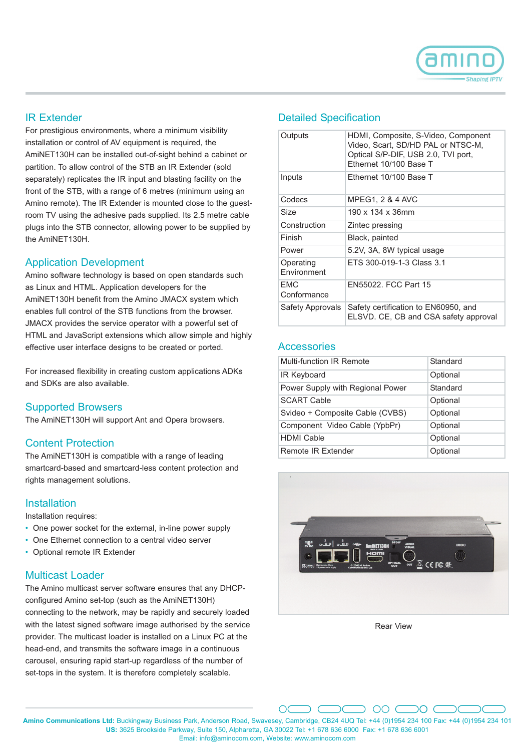## IR Extender

For prestigious environments, where a minimum visibility installation or control of AV equipment is required, the AmiNET130H can be installed out-of-sight behind a cabinet or partition. To allow control of the STB an IR Extender (sold separately) replicates the IR input and blasting facility on the front of the STB, with a range of 6 metres (minimum using an Amino remote). The IR Extender is mounted close to the guest-room TV using the adhesive pads supplied. Its 2.5 metre cable plugs into the STB connector, allowing power to be supplied by the AmiNET130H.

## Application Development

Amino software technology is based on open standards such as Linux and HTML. Application developers for the AmiNET130H benefit from the Amino JMACX system which enables full control of the STB functions from the browser. JMACX provides the service operator with a powerful set of HTML and JavaScript extensions which allow simple and highly effective user interface designs to be created or ported.

For increased flexibility in creating custom applications ADKs and SDKs are also available.

## Supported Browsers

The AmiNET130H will support Ant and Opera browsers.

## Content Protection

The AmiNET130H is compatible with a range of leading smartcard-based and smartcard-less content protection and rights management solutions.

## Installation

Installation requires:

- One power socket for the external, in-line power supply
- One Ethernet connection to a central video server
- Optional remote IR Extender

## Multicast Loader

The Amino multicast server software ensures that any DHCP-configured Amino set-top (such as the AmiNET130H) connecting to the network, may be rapidly and securely loaded with the latest signed software image authorised by the service provider. The multicast loader is installed on a Linux PC at the head-end, and transmits the software image in a continuous carousel, ensuring rapid start-up regardless of the number of set-tops in the system. It is therefore completely scalable.

## Detailed Specification

| | |
|---|---|
| Outputs | HDMI, Composite, S-Video, Component Video, Scart, SD/HD PAL or NTSC-M, Optical S/P-DIF, USB 2.0, TVI port, Ethernet 10/100 Base T |
| Inputs | Ethernet 10/100 Base T |
| Codecs | MPEG1, 2 & 4 AVC |
| Size | 190 x 134 x 36mm |
| Construction | Zintec pressing |
| Finish | Black, painted |
| Power | 5.2V, 3A, 8W typical usage |
| Operating Environment | ETS 300-019-1-3 Class 3.1 |
| EMC Conformance | EN55022. FCC Part 15 |
| Safety Approvals | Safety certification to EN60950, and ELSVD. CE, CB and CSA safety approval |

## Accessories

| | |
|---|---|
| Multi-function IR Remote | Standard |
| IR Keyboard | Optional |
| Power Supply with Regional Power | Standard |
| SCART Cable | Optional |
| Svideo + Composite Cable (CVBS) | Optional |
| Component Video Cable (YpbPr) | Optional |
| HDMI Cable | Optional |
| Remote IR Extender | Optional |

Rear View

**Amino Communications Ltd:** Buckingway Business Park, Anderson Road, Swavesey, Cambridge, CB24 4UQ Tel: +44 (0)1954 234 100 Fax: +44 (0)1954 234 101
**US:** 3625 Brookside Parkway, Suite 150, Alpharetta, GA 30022 Tel: +1 678 636 6000 Fax: +1 678 636 6001
Email: info@aminocom.com, Website: www.aminocom.com